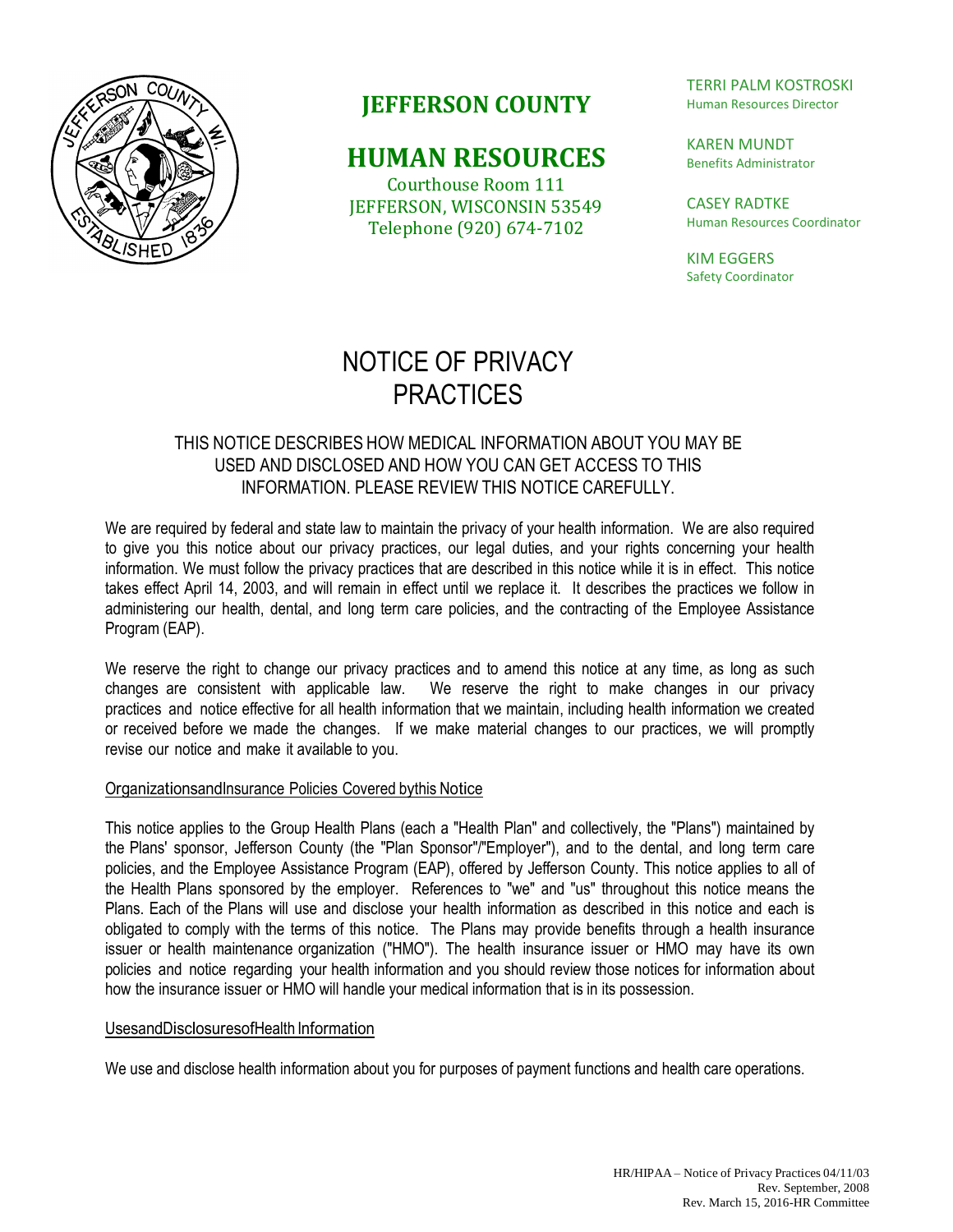# JEFFERSON COUNTY

# HUMAN RESOURCES

Courthouse Room 111
JEFFERSON, WISCONSIN 53549
Telephone (920) 674-7102

TERRI PALM KOSTROSKI
Human Resources Director

KAREN MUNDT
Benefits Administrator

CASEY RADTKE
Human Resources Coordinator

KIM EGGERS
Safety Coordinator

# NOTICE OF PRIVACY PRACTICES

THIS NOTICE DESCRIBES HOW MEDICAL INFORMATION ABOUT YOU MAY BE USED AND DISCLOSED AND HOW YOU CAN GET ACCESS TO THIS INFORMATION. PLEASE REVIEW THIS NOTICE CAREFULLY.

We are required by federal and state law to maintain the privacy of your health information. We are also required to give you this notice about our privacy practices, our legal duties, and your rights concerning your health information. We must follow the privacy practices that are described in this notice while it is in effect. This notice takes effect April 14, 2003, and will remain in effect until we replace it. It describes the practices we follow in administering our health, dental, and long term care policies, and the contracting of the Employee Assistance Program (EAP).

We reserve the right to change our privacy practices and to amend this notice at any time, as long as such changes are consistent with applicable law. We reserve the right to make changes in our privacy practices and notice effective for all health information that we maintain, including health information we created or received before we made the changes. If we make material changes to our practices, we will promptly revise our notice and make it available to you.

## Organizations and Insurance Policies Covered by this Notice

This notice applies to the Group Health Plans (each a "Health Plan" and collectively, the "Plans") maintained by the Plans' sponsor, Jefferson County (the "Plan Sponsor"/"Employer"), and to the dental, and long term care policies, and the Employee Assistance Program (EAP), offered by Jefferson County. This notice applies to all of the Health Plans sponsored by the employer. References to "we" and "us" throughout this notice means the Plans. Each of the Plans will use and disclose your health information as described in this notice and each is obligated to comply with the terms of this notice. The Plans may provide benefits through a health insurance issuer or health maintenance organization ("HMO"). The health insurance issuer or HMO may have its own policies and notice regarding your health information and you should review those notices for information about how the insurance issuer or HMO will handle your medical information that is in its possession.

## Uses and Disclosures of Health Information

We use and disclose health information about you for purposes of payment functions and health care operations.

HR/HIPAA – Notice of Privacy Practices 04/11/03
Rev. September, 2008
Rev. March 15, 2016-HR Committee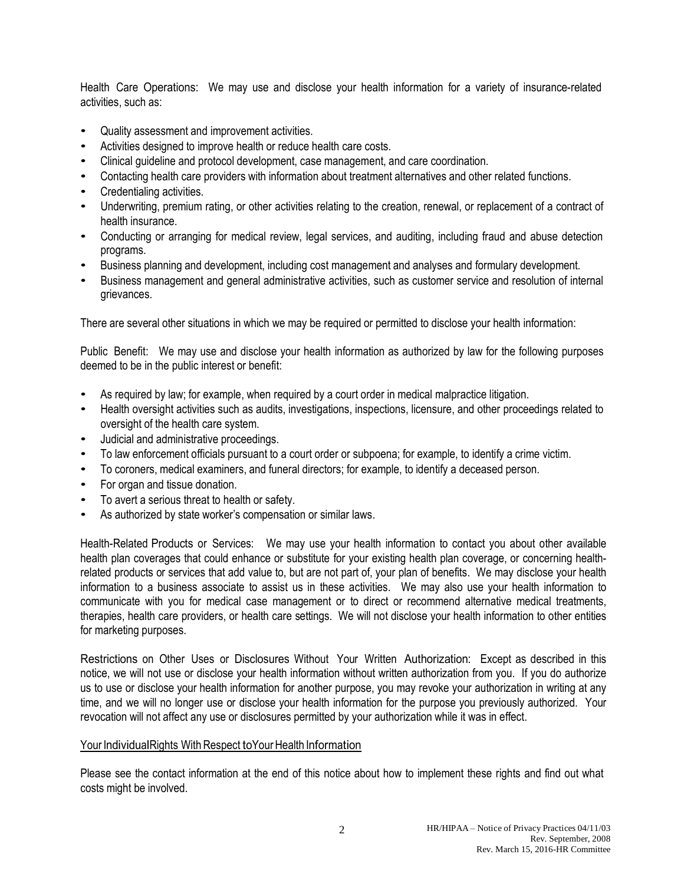Health Care Operations: We may use and disclose your health information for a variety of insurance-related activities, such as:

- Quality assessment and improvement activities.
- Activities designed to improve health or reduce health care costs.
- Clinical guideline and protocol development, case management, and care coordination.
- Contacting health care providers with information about treatment alternatives and other related functions.
- Credentialing activities.
- Underwriting, premium rating, or other activities relating to the creation, renewal, or replacement of a contract of health insurance.
- Conducting or arranging for medical review, legal services, and auditing, including fraud and abuse detection programs.
- Business planning and development, including cost management and analyses and formulary development.
- Business management and general administrative activities, such as customer service and resolution of internal grievances.

There are several other situations in which we may be required or permitted to disclose your health information:

Public Benefit: We may use and disclose your health information as authorized by law for the following purposes deemed to be in the public interest or benefit:

- As required by law; for example, when required by a court order in medical malpractice litigation.
- Health oversight activities such as audits, investigations, inspections, licensure, and other proceedings related to oversight of the health care system.
- Judicial and administrative proceedings.
- To law enforcement officials pursuant to a court order or subpoena; for example, to identify a crime victim.
- To coroners, medical examiners, and funeral directors; for example, to identify a deceased person.
- For organ and tissue donation.
- To avert a serious threat to health or safety.
- As authorized by state worker's compensation or similar laws.

Health-Related Products or Services: We may use your health information to contact you about other available health plan coverages that could enhance or substitute for your existing health plan coverage, or concerning health-related products or services that add value to, but are not part of, your plan of benefits. We may disclose your health information to a business associate to assist us in these activities. We may also use your health information to communicate with you for medical case management or to direct or recommend alternative medical treatments, therapies, health care providers, or health care settings. We will not disclose your health information to other entities for marketing purposes.

Restrictions on Other Uses or Disclosures Without Your Written Authorization: Except as described in this notice, we will not use or disclose your health information without written authorization from you. If you do authorize us to use or disclose your health information for another purpose, you may revoke your authorization in writing at any time, and we will no longer use or disclose your health information for the purpose you previously authorized. Your revocation will not affect any use or disclosures permitted by your authorization while it was in effect.

## Your Individual Rights With Respect to Your Health Information

Please see the contact information at the end of this notice about how to implement these rights and find out what costs might be involved.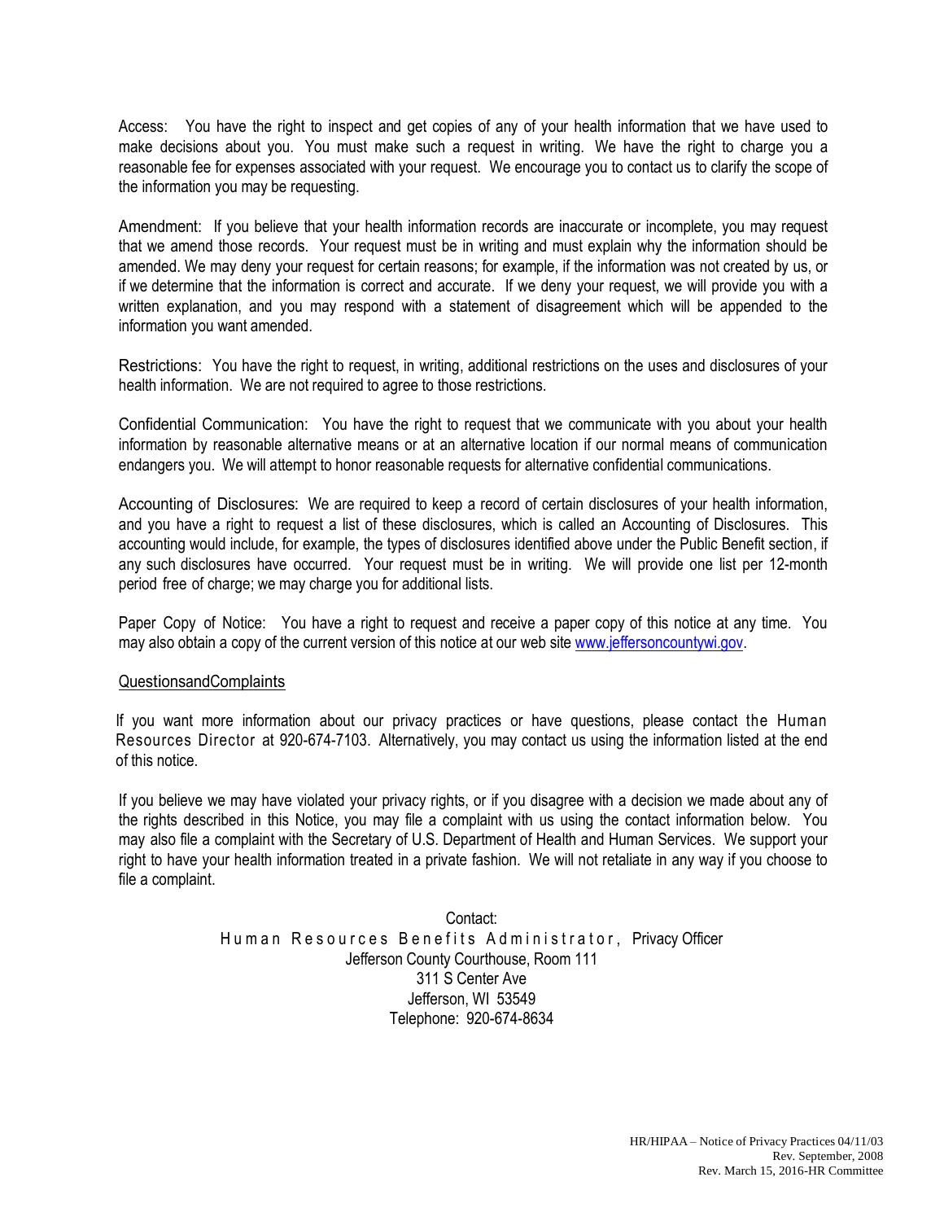Access: You have the right to inspect and get copies of any of your health information that we have used to make decisions about you. You must make such a request in writing. We have the right to charge you a reasonable fee for expenses associated with your request. We encourage you to contact us to clarify the scope of the information you may be requesting.

Amendment: If you believe that your health information records are inaccurate or incomplete, you may request that we amend those records. Your request must be in writing and must explain why the information should be amended. We may deny your request for certain reasons; for example, if the information was not created by us, or if we determine that the information is correct and accurate. If we deny your request, we will provide you with a written explanation, and you may respond with a statement of disagreement which will be appended to the information you want amended.

Restrictions: You have the right to request, in writing, additional restrictions on the uses and disclosures of your health information. We are not required to agree to those restrictions.

Confidential Communication: You have the right to request that we communicate with you about your health information by reasonable alternative means or at an alternative location if our normal means of communication endangers you. We will attempt to honor reasonable requests for alternative confidential communications.

Accounting of Disclosures: We are required to keep a record of certain disclosures of your health information, and you have a right to request a list of these disclosures, which is called an Accounting of Disclosures. This accounting would include, for example, the types of disclosures identified above under the Public Benefit section, if any such disclosures have occurred. Your request must be in writing. We will provide one list per 12-month period free of charge; we may charge you for additional lists.

Paper Copy of Notice: You have a right to request and receive a paper copy of this notice at any time. You may also obtain a copy of the current version of this notice at our web site www.jeffersoncountywi.gov.

QuestionsandComplaints

If you want more information about our privacy practices or have questions, please contact the Human Resources Director at 920-674-7103. Alternatively, you may contact us using the information listed at the end of this notice.

If you believe we may have violated your privacy rights, or if you disagree with a decision we made about any of the rights described in this Notice, you may file a complaint with us using the contact information below. You may also file a complaint with the Secretary of U.S. Department of Health and Human Services. We support your right to have your health information treated in a private fashion. We will not retaliate in any way if you choose to file a complaint.

Contact:
Human Resources Benefits Administrator, Privacy Officer
Jefferson County Courthouse, Room 111
311 S Center Ave
Jefferson, WI 53549
Telephone: 920-674-8634

HR/HIPAA – Notice of Privacy Practices 04/11/03
Rev. September, 2008
Rev. March 15, 2016-HR Committee